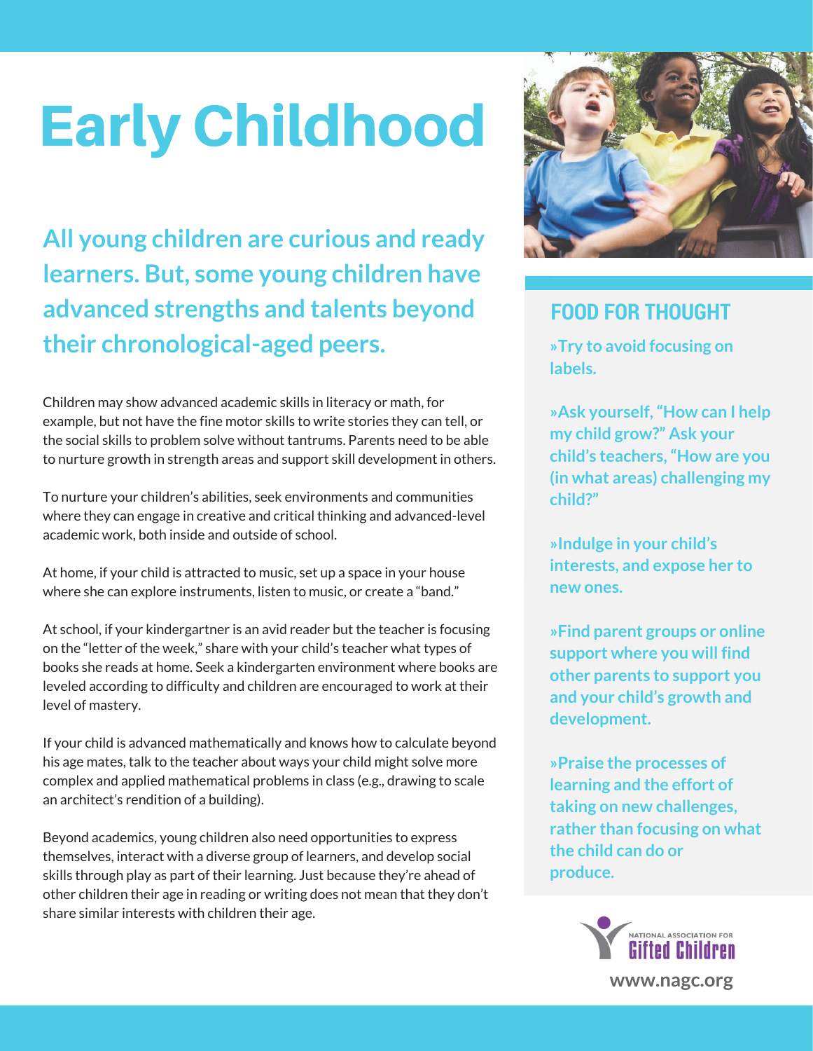# Early Childhood

## All young children are curious and ready learners. But, some young children have advanced strengths and talents beyond their chronological-aged peers.

Children may show advanced academic skills in literacy or math, for example, but not have the fine motor skills to write stories they can tell, or the social skills to problem solve without tantrums. Parents need to be able to nurture growth in strength areas and support skill development in others.

To nurture your children's abilities, seek environments and communities where they can engage in creative and critical thinking and advanced-level academic work, both inside and outside of school.

At home, if your child is attracted to music, set up a space in your house where she can explore instruments, listen to music, or create a "band."

At school, if your kindergartner is an avid reader but the teacher is focusing on the "letter of the week," share with your child's teacher what types of books she reads at home. Seek a kindergarten environment where books are leveled according to difficulty and children are encouraged to work at their level of mastery.

If your child is advanced mathematically and knows how to calculate beyond his age mates, talk to the teacher about ways your child might solve more complex and applied mathematical problems in class (e.g., drawing to scale an architect's rendition of a building).

Beyond academics, young children also need opportunities to express themselves, interact with a diverse group of learners, and develop social skills through play as part of their learning. Just because they're ahead of other children their age in reading or writing does not mean that they don't share similar interests with children their age.

## FOOD FOR THOUGHT

**»Try to avoid focusing on labels.**

**»Ask yourself, "How can I help my child grow?" Ask your child's teachers, "How are you (in what areas) challenging my child?"**

**»Indulge in your child's interests, and expose her to new ones.**

**»Find parent groups or online support where you will find other parents to support you and your child's growth and development.**

**»Praise the processes of learning and the effort of taking on new challenges, rather than focusing on what the child can do or produce.**

National Association for Gifted Children

www.nagc.org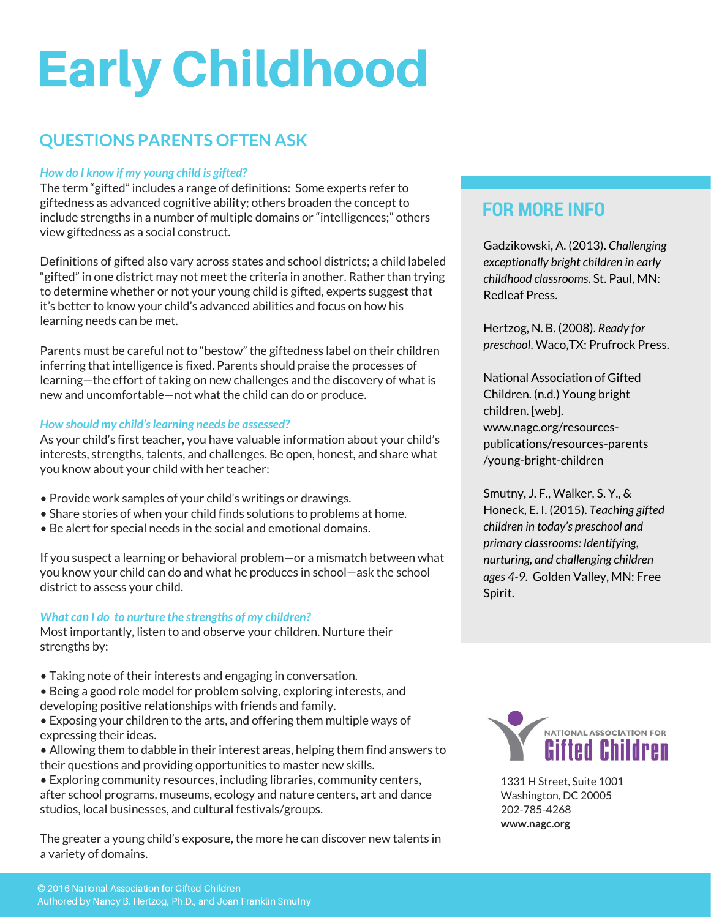# Early Childhood

## QUESTIONS PARENTS OFTEN ASK

### *How do I know if my young child is gifted?*

The term "gifted" includes a range of definitions: Some experts refer to giftedness as advanced cognitive ability; others broaden the concept to include strengths in a number of multiple domains or "intelligences;" others view giftedness as a social construct.

Definitions of gifted also vary across states and school districts; a child labeled "gifted" in one district may not meet the criteria in another. Rather than trying to determine whether or not your young child is gifted, experts suggest that it's better to know your child's advanced abilities and focus on how his learning needs can be met.

Parents must be careful not to "bestow" the giftedness label on their children inferring that intelligence is fixed. Parents should praise the processes of learning—the effort of taking on new challenges and the discovery of what is new and uncomfortable—not what the child can do or produce.

### *How should my child's learning needs be assessed?*

As your child's first teacher, you have valuable information about your child's interests, strengths, talents, and challenges. Be open, honest, and share what you know about your child with her teacher:

- Provide work samples of your child's writings or drawings.
- Share stories of when your child finds solutions to problems at home.
- Be alert for special needs in the social and emotional domains.

If you suspect a learning or behavioral problem—or a mismatch between what you know your child can do and what he produces in school—ask the school district to assess your child.

### *What can I do to nurture the strengths of my children?*

Most importantly, listen to and observe your children. Nurture their strengths by:

- Taking note of their interests and engaging in conversation.
- Being a good role model for problem solving, exploring interests, and developing positive relationships with friends and family.
- Exposing your children to the arts, and offering them multiple ways of expressing their ideas.
- Allowing them to dabble in their interest areas, helping them find answers to their questions and providing opportunities to master new skills.
- Exploring community resources, including libraries, community centers, after school programs, museums, ecology and nature centers, art and dance studios, local businesses, and cultural festivals/groups.

The greater a young child's exposure, the more he can discover new talents in a variety of domains.

## FOR MORE INFO

Gadzikowski, A. (2013). *Challenging exceptionally bright children in early childhood classrooms.* St. Paul, MN: Redleaf Press.

Hertzog, N. B. (2008). *Ready for preschool*. Waco,TX: Prufrock Press.

National Association of Gifted Children. (n.d.) Young bright children. [web]. www.nagc.org/resources-publications/resources-parents/young-bright-children

Smutny, J. F., Walker, S. Y., & Honeck, E. I. (2015). *Teaching gifted children in today's preschool and primary classrooms: Identifying, nurturing, and challenging children ages 4-9*. Golden Valley, MN: Free Spirit.

National Association for Gifted Children

1331 H Street, Suite 1001
Washington, DC 20005
202-785-4268
**www.nagc.org**

© 2016 National Association for Gifted Children
Authored by Nancy B. Hertzog, Ph.D., and Joan Franklin Smutny